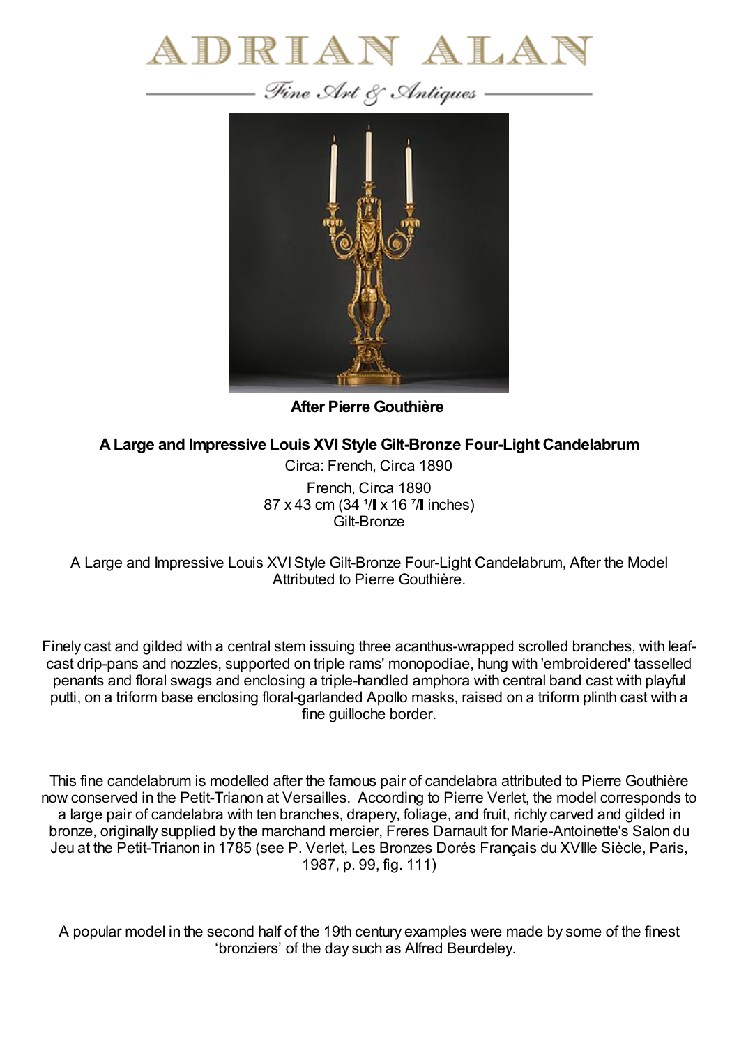# ADRIAN ALAN

*Fine Art & Antiques*

**After Pierre Gouthière**

## A Large and Impressive Louis XVI Style Gilt-Bronze Four-Light Candelabrum

Circa: French, Circa 1890

French, Circa 1890
87 x 43 cm (34 ¼ x 16 ⅞ inches)
Gilt-Bronze

A Large and Impressive Louis XVI Style Gilt-Bronze Four-Light Candelabrum, After the Model Attributed to Pierre Gouthière.

Finely cast and gilded with a central stem issuing three acanthus-wrapped scrolled branches, with leaf-cast drip-pans and nozzles, supported on triple rams' monopodiae, hung with 'embroidered' tasselled penants and floral swags and enclosing a triple-handled amphora with central band cast with playful putti, on a triform base enclosing floral-garlanded Apollo masks, raised on a triform plinth cast with a fine guilloche border.

This fine candelabrum is modelled after the famous pair of candelabra attributed to Pierre Gouthière now conserved in the Petit-Trianon at Versailles. According to Pierre Verlet, the model corresponds to a large pair of candelabra with ten branches, drapery, foliage, and fruit, richly carved and gilded in bronze, originally supplied by the marchand mercier, Freres Darnault for Marie-Antoinette's Salon du Jeu at the Petit-Trianon in 1785 (see P. Verlet, Les Bronzes Dorés Français du XVIIIe Siècle, Paris, 1987, p. 99, fig. 111)

A popular model in the second half of the 19th century examples were made by some of the finest 'bronziers' of the day such as Alfred Beurdeley.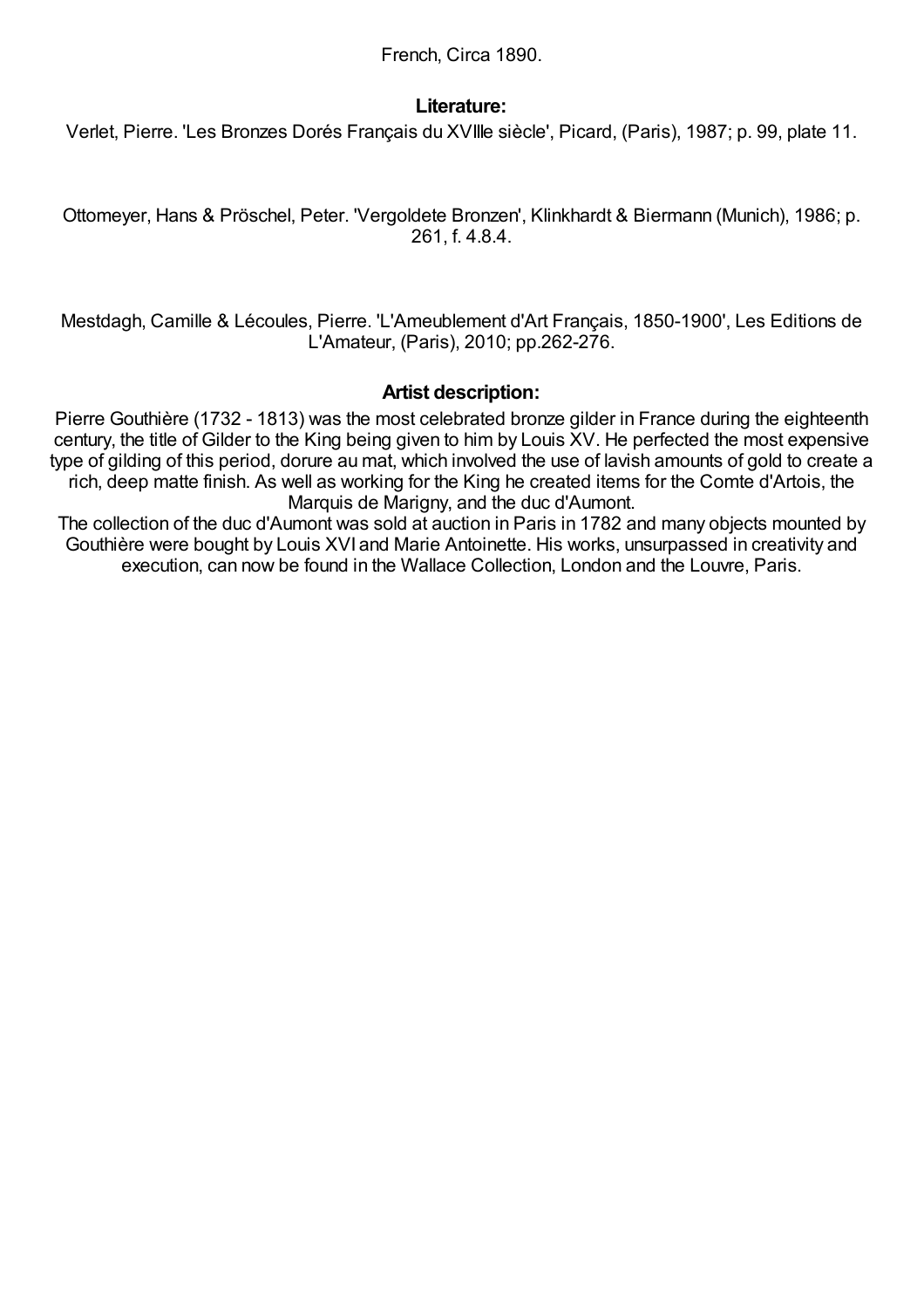French, Circa 1890.

## Literature:

Verlet, Pierre. 'Les Bronzes Dorés Français du XVIIIe siècle', Picard, (Paris), 1987; p. 99, plate 11.

Ottomeyer, Hans & Pröschel, Peter. 'Vergoldete Bronzen', Klinkhardt & Biermann (Munich), 1986; p. 261, f. 4.8.4.

Mestdagh, Camille & Lécoules, Pierre. 'L'Ameublement d'Art Français, 1850-1900', Les Editions de L'Amateur, (Paris), 2010; pp.262-276.

## Artist description:

Pierre Gouthière (1732 - 1813) was the most celebrated bronze gilder in France during the eighteenth century, the title of Gilder to the King being given to him by Louis XV. He perfected the most expensive type of gilding of this period, dorure au mat, which involved the use of lavish amounts of gold to create a rich, deep matte finish. As well as working for the King he created items for the Comte d'Artois, the Marquis de Marigny, and the duc d'Aumont.

The collection of the duc d'Aumont was sold at auction in Paris in 1782 and many objects mounted by Gouthière were bought by Louis XVI and Marie Antoinette. His works, unsurpassed in creativity and execution, can now be found in the Wallace Collection, London and the Louvre, Paris.